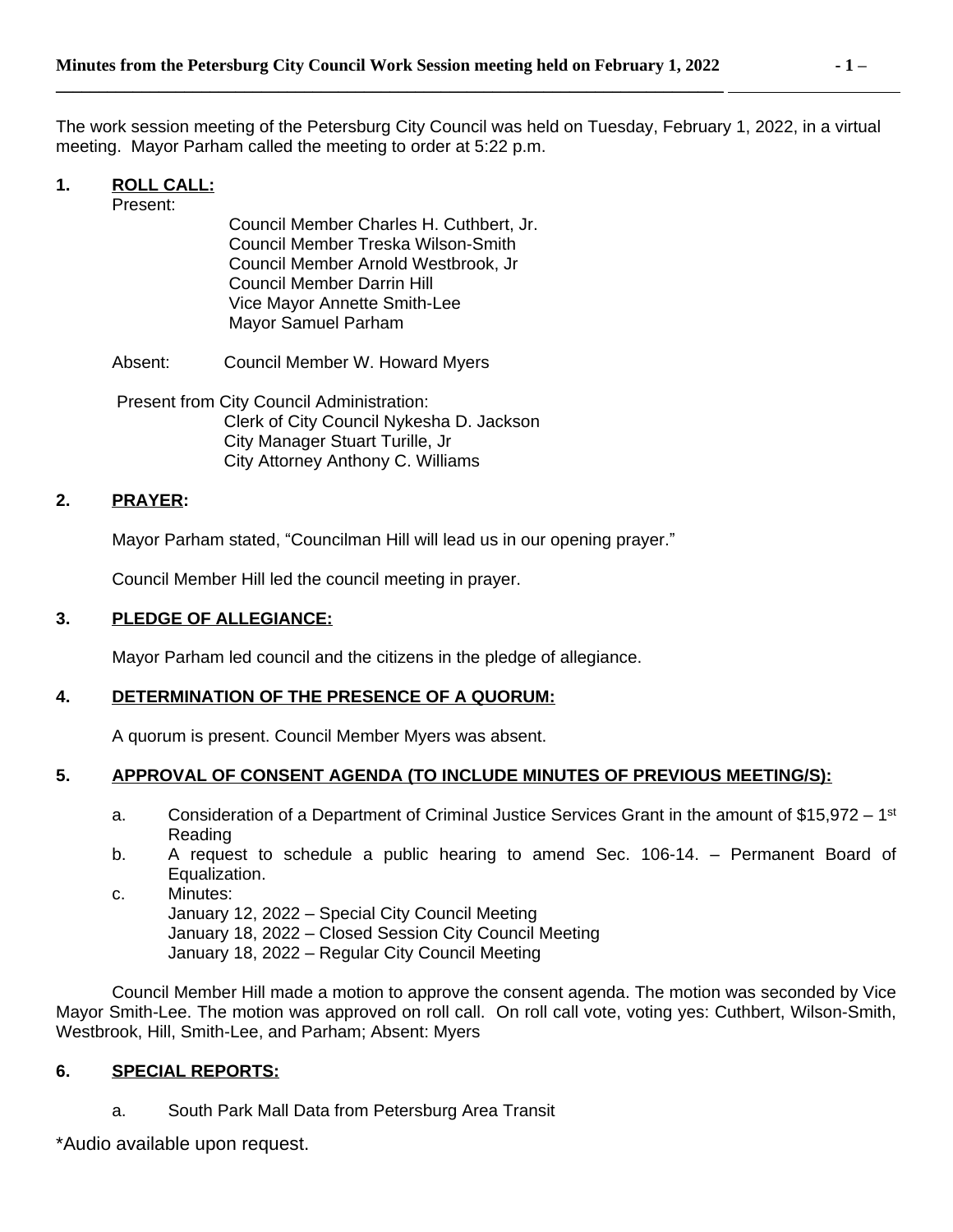The work session meeting of the Petersburg City Council was held on Tuesday, February 1, 2022, in a virtual meeting. Mayor Parham called the meeting to order at 5:22 p.m.

## 1. ROLL CALL:

Present:

Council Member Charles H. Cuthbert, Jr.
Council Member Treska Wilson-Smith
Council Member Arnold Westbrook, Jr
Council Member Darrin Hill
Vice Mayor Annette Smith-Lee
Mayor Samuel Parham

Absent: Council Member W. Howard Myers

Present from City Council Administration:
Clerk of City Council Nykesha D. Jackson
City Manager Stuart Turille, Jr
City Attorney Anthony C. Williams

## 2. PRAYER:

Mayor Parham stated, "Councilman Hill will lead us in our opening prayer."

Council Member Hill led the council meeting in prayer.

## 3. PLEDGE OF ALLEGIANCE:

Mayor Parham led council and the citizens in the pledge of allegiance.

## 4. DETERMINATION OF THE PRESENCE OF A QUORUM:

A quorum is present. Council Member Myers was absent.

## 5. APPROVAL OF CONSENT AGENDA (TO INCLUDE MINUTES OF PREVIOUS MEETING/S):

a. Consideration of a Department of Criminal Justice Services Grant in the amount of $15,972 – 1st Reading
b. A request to schedule a public hearing to amend Sec. 106-14. – Permanent Board of Equalization.
c. Minutes:
January 12, 2022 – Special City Council Meeting
January 18, 2022 – Closed Session City Council Meeting
January 18, 2022 – Regular City Council Meeting

Council Member Hill made a motion to approve the consent agenda. The motion was seconded by Vice Mayor Smith-Lee. The motion was approved on roll call. On roll call vote, voting yes: Cuthbert, Wilson-Smith, Westbrook, Hill, Smith-Lee, and Parham; Absent: Myers

## 6. SPECIAL REPORTS:

a. South Park Mall Data from Petersburg Area Transit

*Audio available upon request.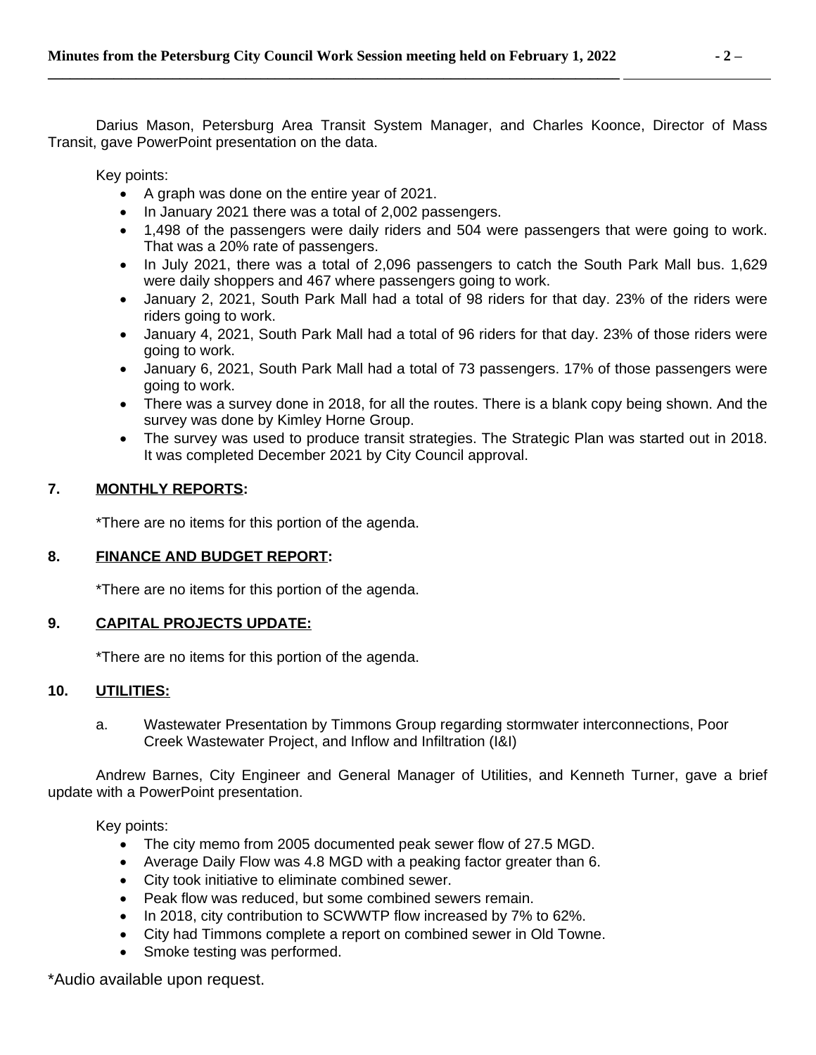Darius Mason, Petersburg Area Transit System Manager, and Charles Koonce, Director of Mass Transit, gave PowerPoint presentation on the data.

Key points:

- A graph was done on the entire year of 2021.
- In January 2021 there was a total of 2,002 passengers.
- 1,498 of the passengers were daily riders and 504 were passengers that were going to work. That was a 20% rate of passengers.
- In July 2021, there was a total of 2,096 passengers to catch the South Park Mall bus. 1,629 were daily shoppers and 467 where passengers going to work.
- January 2, 2021, South Park Mall had a total of 98 riders for that day. 23% of the riders were riders going to work.
- January 4, 2021, South Park Mall had a total of 96 riders for that day. 23% of those riders were going to work.
- January 6, 2021, South Park Mall had a total of 73 passengers. 17% of those passengers were going to work.
- There was a survey done in 2018, for all the routes. There is a blank copy being shown. And the survey was done by Kimley Horne Group.
- The survey was used to produce transit strategies. The Strategic Plan was started out in 2018. It was completed December 2021 by City Council approval.

## 7. MONTHLY REPORTS:

*There are no items for this portion of the agenda.

## 8. FINANCE AND BUDGET REPORT:

*There are no items for this portion of the agenda.

## 9. CAPITAL PROJECTS UPDATE:

*There are no items for this portion of the agenda.

## 10. UTILITIES:

a. Wastewater Presentation by Timmons Group regarding stormwater interconnections, Poor Creek Wastewater Project, and Inflow and Infiltration (I&I)

Andrew Barnes, City Engineer and General Manager of Utilities, and Kenneth Turner, gave a brief update with a PowerPoint presentation.

Key points:

- The city memo from 2005 documented peak sewer flow of 27.5 MGD.
- Average Daily Flow was 4.8 MGD with a peaking factor greater than 6.
- City took initiative to eliminate combined sewer.
- Peak flow was reduced, but some combined sewers remain.
- In 2018, city contribution to SCWWTP flow increased by 7% to 62%.
- City had Timmons complete a report on combined sewer in Old Towne.
- Smoke testing was performed.

*Audio available upon request.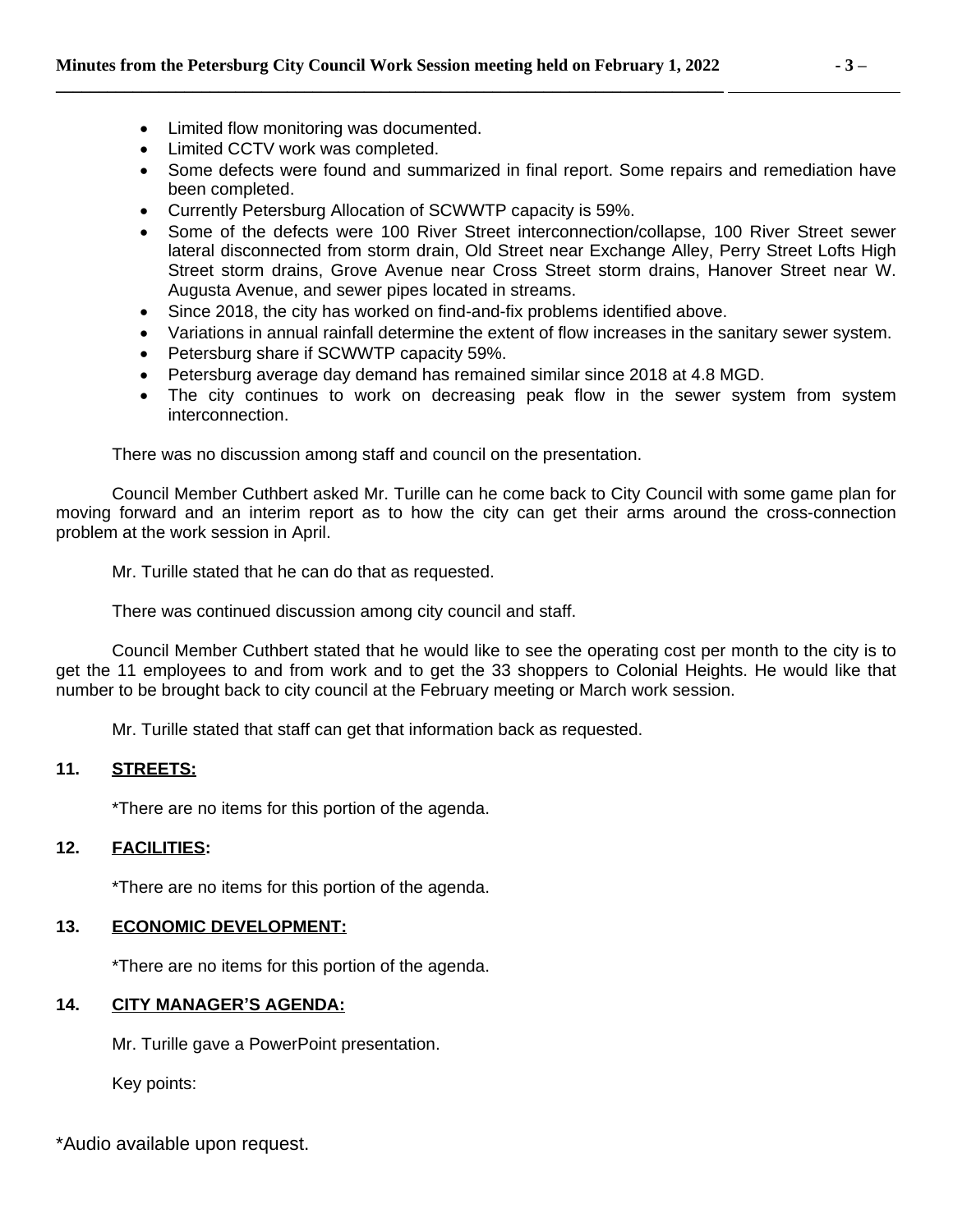- Limited flow monitoring was documented.
- Limited CCTV work was completed.
- Some defects were found and summarized in final report. Some repairs and remediation have been completed.
- Currently Petersburg Allocation of SCWWTP capacity is 59%.
- Some of the defects were 100 River Street interconnection/collapse, 100 River Street sewer lateral disconnected from storm drain, Old Street near Exchange Alley, Perry Street Lofts High Street storm drains, Grove Avenue near Cross Street storm drains, Hanover Street near W. Augusta Avenue, and sewer pipes located in streams.
- Since 2018, the city has worked on find-and-fix problems identified above.
- Variations in annual rainfall determine the extent of flow increases in the sanitary sewer system.
- Petersburg share if SCWWTP capacity 59%.
- Petersburg average day demand has remained similar since 2018 at 4.8 MGD.
- The city continues to work on decreasing peak flow in the sewer system from system interconnection.

There was no discussion among staff and council on the presentation.

Council Member Cuthbert asked Mr. Turille can he come back to City Council with some game plan for moving forward and an interim report as to how the city can get their arms around the cross-connection problem at the work session in April.

Mr. Turille stated that he can do that as requested.

There was continued discussion among city council and staff.

Council Member Cuthbert stated that he would like to see the operating cost per month to the city is to get the 11 employees to and from work and to get the 33 shoppers to Colonial Heights. He would like that number to be brought back to city council at the February meeting or March work session.

Mr. Turille stated that staff can get that information back as requested.

**11. STREETS:**

*There are no items for this portion of the agenda.

**12. FACILITIES:**

*There are no items for this portion of the agenda.

**13. ECONOMIC DEVELOPMENT:**

*There are no items for this portion of the agenda.

**14. CITY MANAGER'S AGENDA:**

Mr. Turille gave a PowerPoint presentation.

Key points:

*Audio available upon request.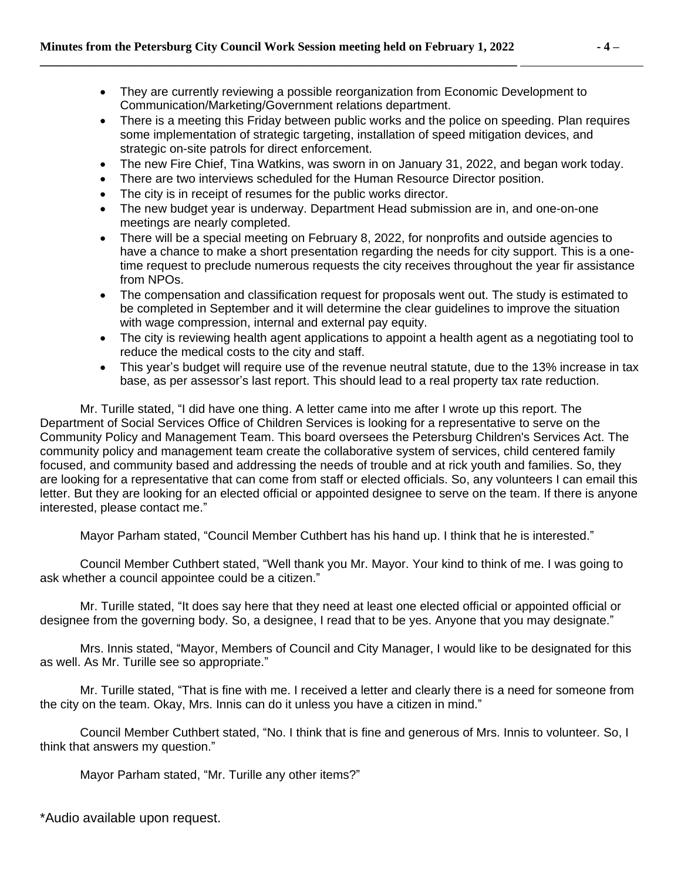- They are currently reviewing a possible reorganization from Economic Development to Communication/Marketing/Government relations department.
- There is a meeting this Friday between public works and the police on speeding. Plan requires some implementation of strategic targeting, installation of speed mitigation devices, and strategic on-site patrols for direct enforcement.
- The new Fire Chief, Tina Watkins, was sworn in on January 31, 2022, and began work today.
- There are two interviews scheduled for the Human Resource Director position.
- The city is in receipt of resumes for the public works director.
- The new budget year is underway. Department Head submission are in, and one-on-one meetings are nearly completed.
- There will be a special meeting on February 8, 2022, for nonprofits and outside agencies to have a chance to make a short presentation regarding the needs for city support. This is a one-time request to preclude numerous requests the city receives throughout the year fir assistance from NPOs.
- The compensation and classification request for proposals went out. The study is estimated to be completed in September and it will determine the clear guidelines to improve the situation with wage compression, internal and external pay equity.
- The city is reviewing health agent applications to appoint a health agent as a negotiating tool to reduce the medical costs to the city and staff.
- This year's budget will require use of the revenue neutral statute, due to the 13% increase in tax base, as per assessor's last report. This should lead to a real property tax rate reduction.

Mr. Turille stated, "I did have one thing. A letter came into me after I wrote up this report. The Department of Social Services Office of Children Services is looking for a representative to serve on the Community Policy and Management Team. This board oversees the Petersburg Children's Services Act. The community policy and management team create the collaborative system of services, child centered family focused, and community based and addressing the needs of trouble and at rick youth and families. So, they are looking for a representative that can come from staff or elected officials. So, any volunteers I can email this letter. But they are looking for an elected official or appointed designee to serve on the team. If there is anyone interested, please contact me."

Mayor Parham stated, "Council Member Cuthbert has his hand up. I think that he is interested."

Council Member Cuthbert stated, "Well thank you Mr. Mayor. Your kind to think of me. I was going to ask whether a council appointee could be a citizen."

Mr. Turille stated, "It does say here that they need at least one elected official or appointed official or designee from the governing body. So, a designee, I read that to be yes. Anyone that you may designate."

Mrs. Innis stated, "Mayor, Members of Council and City Manager, I would like to be designated for this as well. As Mr. Turille see so appropriate."

Mr. Turille stated, "That is fine with me. I received a letter and clearly there is a need for someone from the city on the team. Okay, Mrs. Innis can do it unless you have a citizen in mind."

Council Member Cuthbert stated, "No. I think that is fine and generous of Mrs. Innis to volunteer. So, I think that answers my question."

Mayor Parham stated, "Mr. Turille any other items?"

*Audio available upon request.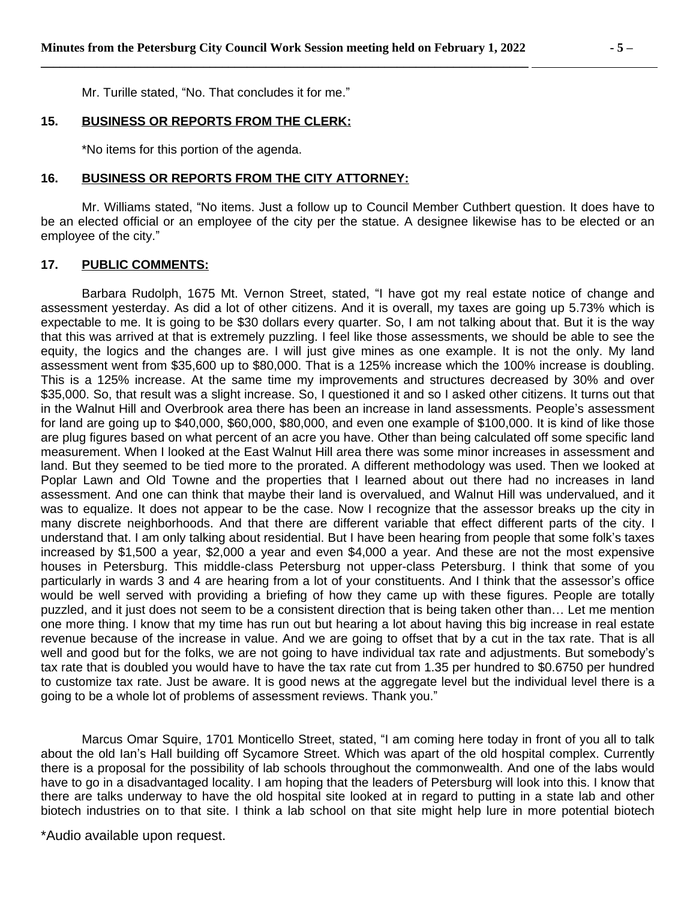Mr. Turille stated, "No. That concludes it for me."

## 15. BUSINESS OR REPORTS FROM THE CLERK:

*No items for this portion of the agenda.

## 16. BUSINESS OR REPORTS FROM THE CITY ATTORNEY:

Mr. Williams stated, "No items. Just a follow up to Council Member Cuthbert question. It does have to be an elected official or an employee of the city per the statue. A designee likewise has to be elected or an employee of the city."

## 17. PUBLIC COMMENTS:

Barbara Rudolph, 1675 Mt. Vernon Street, stated, "I have got my real estate notice of change and assessment yesterday. As did a lot of other citizens. And it is overall, my taxes are going up 5.73% which is expectable to me. It is going to be $30 dollars every quarter. So, I am not talking about that. But it is the way that this was arrived at that is extremely puzzling. I feel like those assessments, we should be able to see the equity, the logics and the changes are. I will just give mines as one example. It is not the only. My land assessment went from $35,600 up to $80,000. That is a 125% increase which the 100% increase is doubling. This is a 125% increase. At the same time my improvements and structures decreased by 30% and over $35,000. So, that result was a slight increase. So, I questioned it and so I asked other citizens. It turns out that in the Walnut Hill and Overbrook area there has been an increase in land assessments. People's assessment for land are going up to $40,000, $60,000, $80,000, and even one example of $100,000. It is kind of like those are plug figures based on what percent of an acre you have. Other than being calculated off some specific land measurement. When I looked at the East Walnut Hill area there was some minor increases in assessment and land. But they seemed to be tied more to the prorated. A different methodology was used. Then we looked at Poplar Lawn and Old Towne and the properties that I learned about out there had no increases in land assessment. And one can think that maybe their land is overvalued, and Walnut Hill was undervalued, and it was to equalize. It does not appear to be the case. Now I recognize that the assessor breaks up the city in many discrete neighborhoods. And that there are different variable that effect different parts of the city. I understand that. I am only talking about residential. But I have been hearing from people that some folk's taxes increased by $1,500 a year, $2,000 a year and even $4,000 a year. And these are not the most expensive houses in Petersburg. This middle-class Petersburg not upper-class Petersburg. I think that some of you particularly in wards 3 and 4 are hearing from a lot of your constituents. And I think that the assessor's office would be well served with providing a briefing of how they came up with these figures. People are totally puzzled, and it just does not seem to be a consistent direction that is being taken other than… Let me mention one more thing. I know that my time has run out but hearing a lot about having this big increase in real estate revenue because of the increase in value. And we are going to offset that by a cut in the tax rate. That is all well and good but for the folks, we are not going to have individual tax rate and adjustments. But somebody's tax rate that is doubled you would have to have the tax rate cut from 1.35 per hundred to $0.6750 per hundred to customize tax rate. Just be aware. It is good news at the aggregate level but the individual level there is a going to be a whole lot of problems of assessment reviews. Thank you."

Marcus Omar Squire, 1701 Monticello Street, stated, "I am coming here today in front of you all to talk about the old Ian's Hall building off Sycamore Street. Which was apart of the old hospital complex. Currently there is a proposal for the possibility of lab schools throughout the commonwealth. And one of the labs would have to go in a disadvantaged locality. I am hoping that the leaders of Petersburg will look into this. I know that there are talks underway to have the old hospital site looked at in regard to putting in a state lab and other biotech industries on to that site. I think a lab school on that site might help lure in more potential biotech

*Audio available upon request.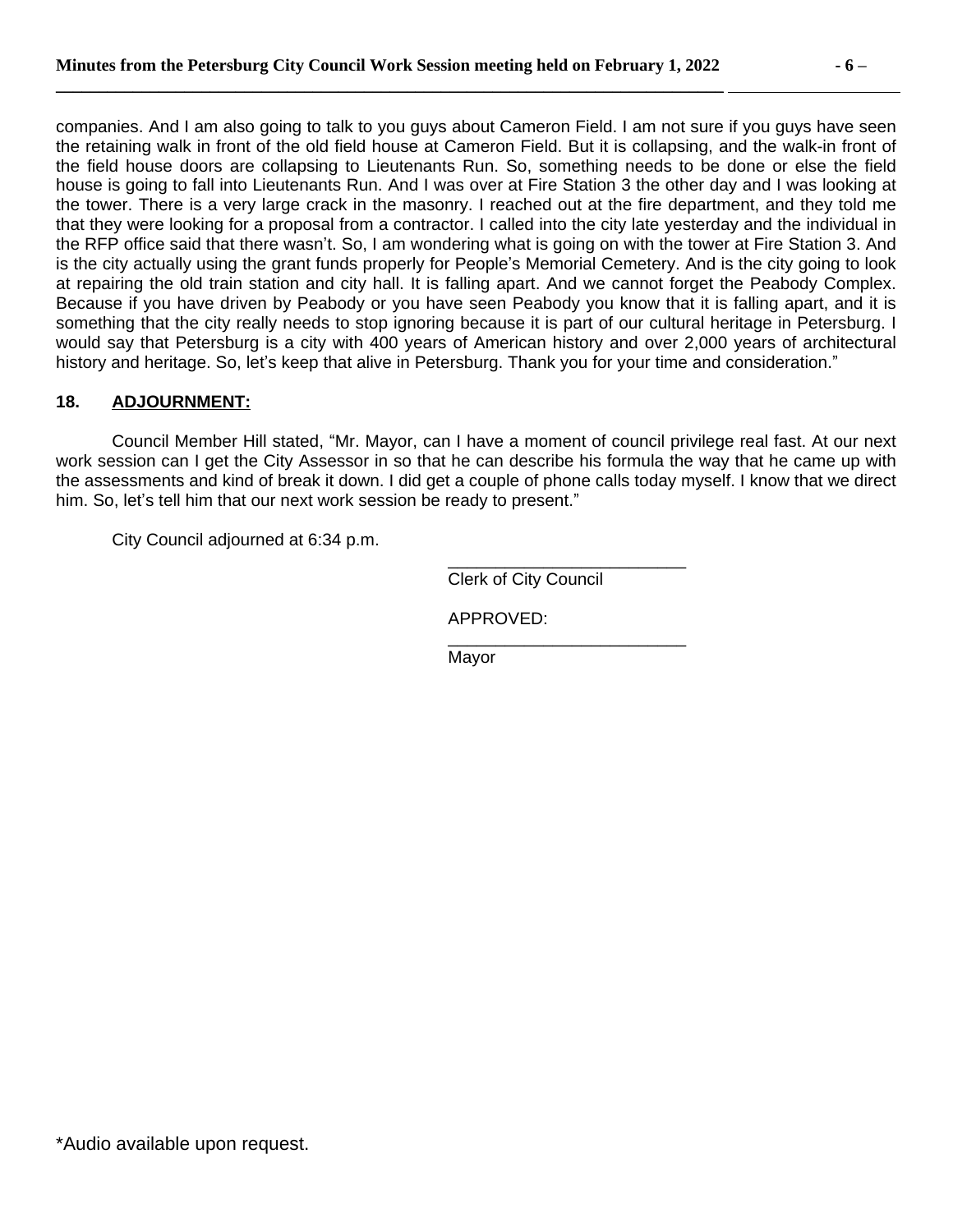companies. And I am also going to talk to you guys about Cameron Field. I am not sure if you guys have seen the retaining walk in front of the old field house at Cameron Field. But it is collapsing, and the walk-in front of the field house doors are collapsing to Lieutenants Run. So, something needs to be done or else the field house is going to fall into Lieutenants Run. And I was over at Fire Station 3 the other day and I was looking at the tower. There is a very large crack in the masonry. I reached out at the fire department, and they told me that they were looking for a proposal from a contractor. I called into the city late yesterday and the individual in the RFP office said that there wasn't. So, I am wondering what is going on with the tower at Fire Station 3. And is the city actually using the grant funds properly for People's Memorial Cemetery. And is the city going to look at repairing the old train station and city hall. It is falling apart. And we cannot forget the Peabody Complex. Because if you have driven by Peabody or you have seen Peabody you know that it is falling apart, and it is something that the city really needs to stop ignoring because it is part of our cultural heritage in Petersburg. I would say that Petersburg is a city with 400 years of American history and over 2,000 years of architectural history and heritage. So, let's keep that alive in Petersburg. Thank you for your time and consideration."

**18. ADJOURNMENT:**

Council Member Hill stated, "Mr. Mayor, can I have a moment of council privilege real fast. At our next work session can I get the City Assessor in so that he can describe his formula the way that he came up with the assessments and kind of break it down. I did get a couple of phone calls today myself. I know that we direct him. So, let's tell him that our next work session be ready to present."

City Council adjourned at 6:34 p.m.

\_\_\_\_\_\_\_\_\_\_\_\_\_\_\_\_\_\_\_\_\_\_\_\_\_

Clerk of City Council

APPROVED:

\_\_\_\_\_\_\_\_\_\_\_\_\_\_\_\_\_\_\_\_\_\_\_\_\_

Mayor

*Audio available upon request.